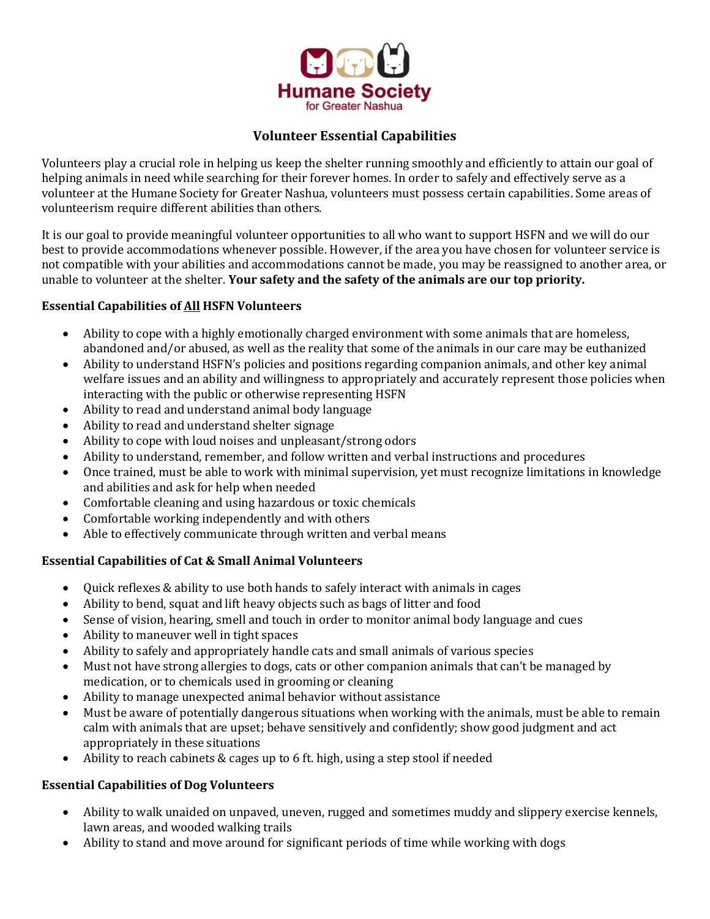Humane Society for Greater Nashua

# Volunteer Essential Capabilities

Volunteers play a crucial role in helping us keep the shelter running smoothly and efficiently to attain our goal of helping animals in need while searching for their forever homes. In order to safely and effectively serve as a volunteer at the Humane Society for Greater Nashua, volunteers must possess certain capabilities. Some areas of volunteerism require different abilities than others.

It is our goal to provide meaningful volunteer opportunities to all who want to support HSFN and we will do our best to provide accommodations whenever possible. However, if the area you have chosen for volunteer service is not compatible with your abilities and accommodations cannot be made, you may be reassigned to another area, or unable to volunteer at the shelter. **Your safety and the safety of the animals are our top priority.**

## Essential Capabilities of All HSFN Volunteers

- Ability to cope with a highly emotionally charged environment with some animals that are homeless, abandoned and/or abused, as well as the reality that some of the animals in our care may be euthanized
- Ability to understand HSFN's policies and positions regarding companion animals, and other key animal welfare issues and an ability and willingness to appropriately and accurately represent those policies when interacting with the public or otherwise representing HSFN
- Ability to read and understand animal body language
- Ability to read and understand shelter signage
- Ability to cope with loud noises and unpleasant/strong odors
- Ability to understand, remember, and follow written and verbal instructions and procedures
- Once trained, must be able to work with minimal supervision, yet must recognize limitations in knowledge and abilities and ask for help when needed
- Comfortable cleaning and using hazardous or toxic chemicals
- Comfortable working independently and with others
- Able to effectively communicate through written and verbal means

## Essential Capabilities of Cat & Small Animal Volunteers

- Quick reflexes & ability to use both hands to safely interact with animals in cages
- Ability to bend, squat and lift heavy objects such as bags of litter and food
- Sense of vision, hearing, smell and touch in order to monitor animal body language and cues
- Ability to maneuver well in tight spaces
- Ability to safely and appropriately handle cats and small animals of various species
- Must not have strong allergies to dogs, cats or other companion animals that can't be managed by medication, or to chemicals used in grooming or cleaning
- Ability to manage unexpected animal behavior without assistance
- Must be aware of potentially dangerous situations when working with the animals, must be able to remain calm with animals that are upset; behave sensitively and confidently; show good judgment and act appropriately in these situations
- Ability to reach cabinets & cages up to 6 ft. high, using a step stool if needed

## Essential Capabilities of Dog Volunteers

- Ability to walk unaided on unpaved, uneven, rugged and sometimes muddy and slippery exercise kennels, lawn areas, and wooded walking trails
- Ability to stand and move around for significant periods of time while working with dogs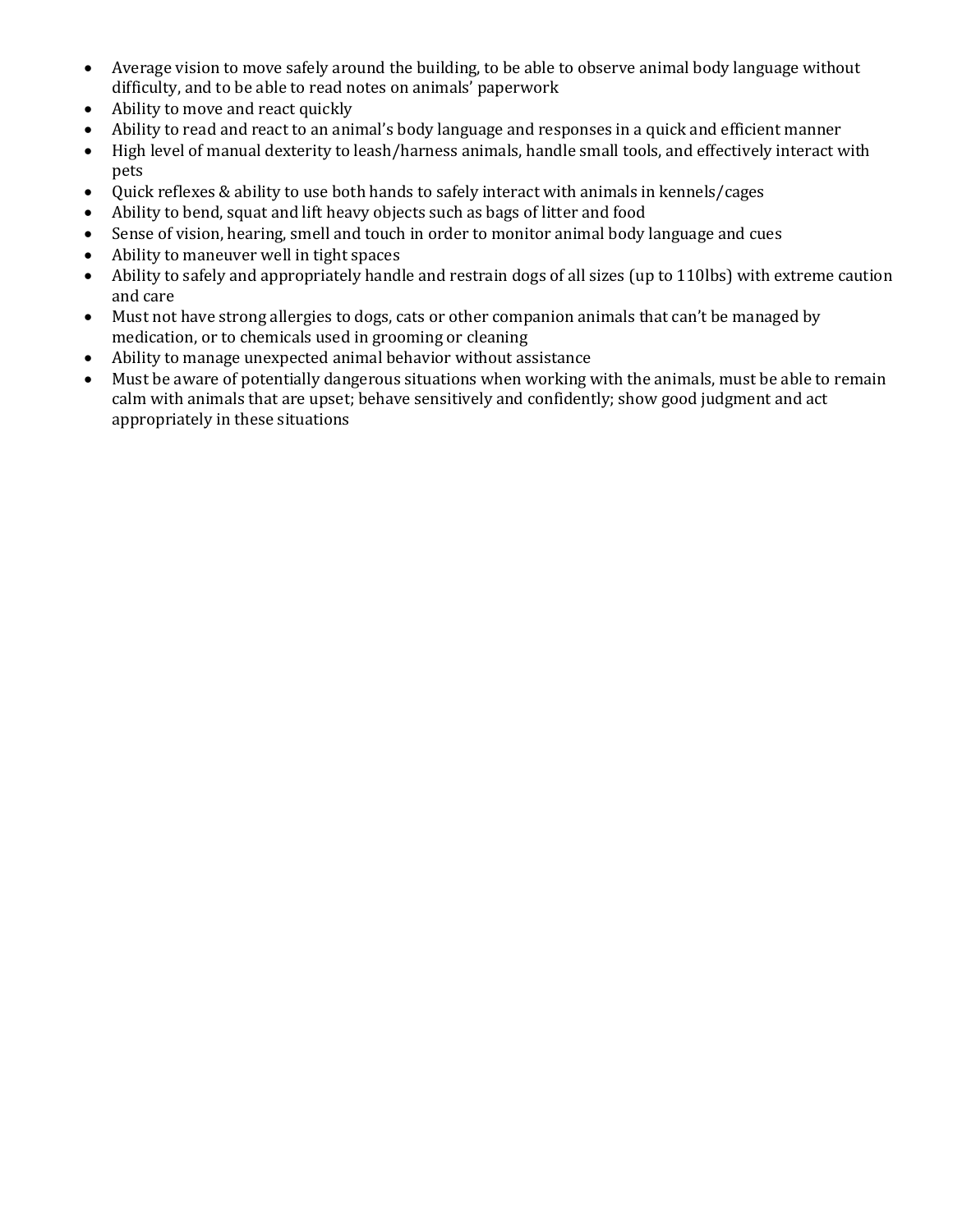- Average vision to move safely around the building, to be able to observe animal body language without difficulty, and to be able to read notes on animals' paperwork
- Ability to move and react quickly
- Ability to read and react to an animal's body language and responses in a quick and efficient manner
- High level of manual dexterity to leash/harness animals, handle small tools, and effectively interact with pets
- Quick reflexes & ability to use both hands to safely interact with animals in kennels/cages
- Ability to bend, squat and lift heavy objects such as bags of litter and food
- Sense of vision, hearing, smell and touch in order to monitor animal body language and cues
- Ability to maneuver well in tight spaces
- Ability to safely and appropriately handle and restrain dogs of all sizes (up to 110lbs) with extreme caution and care
- Must not have strong allergies to dogs, cats or other companion animals that can't be managed by medication, or to chemicals used in grooming or cleaning
- Ability to manage unexpected animal behavior without assistance
- Must be aware of potentially dangerous situations when working with the animals, must be able to remain calm with animals that are upset; behave sensitively and confidently; show good judgment and act appropriately in these situations